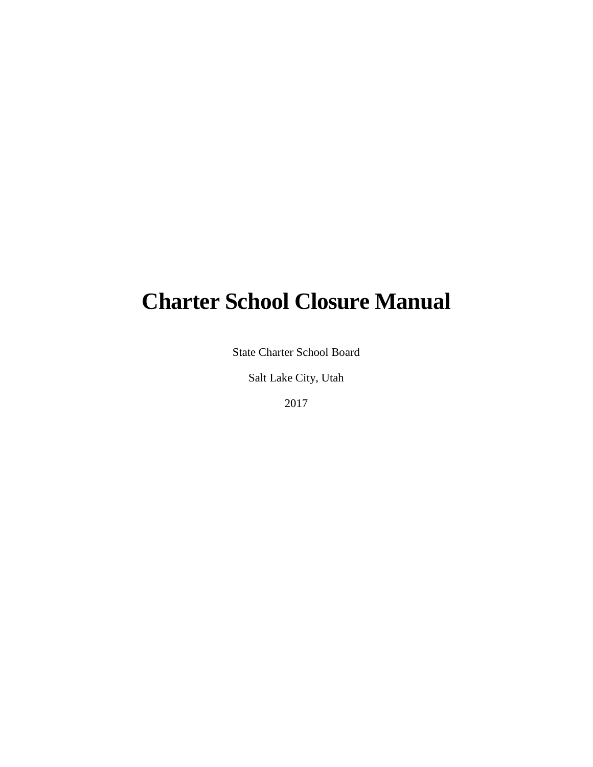# Charter School Closure Manual

State Charter School Board

Salt Lake City, Utah

2017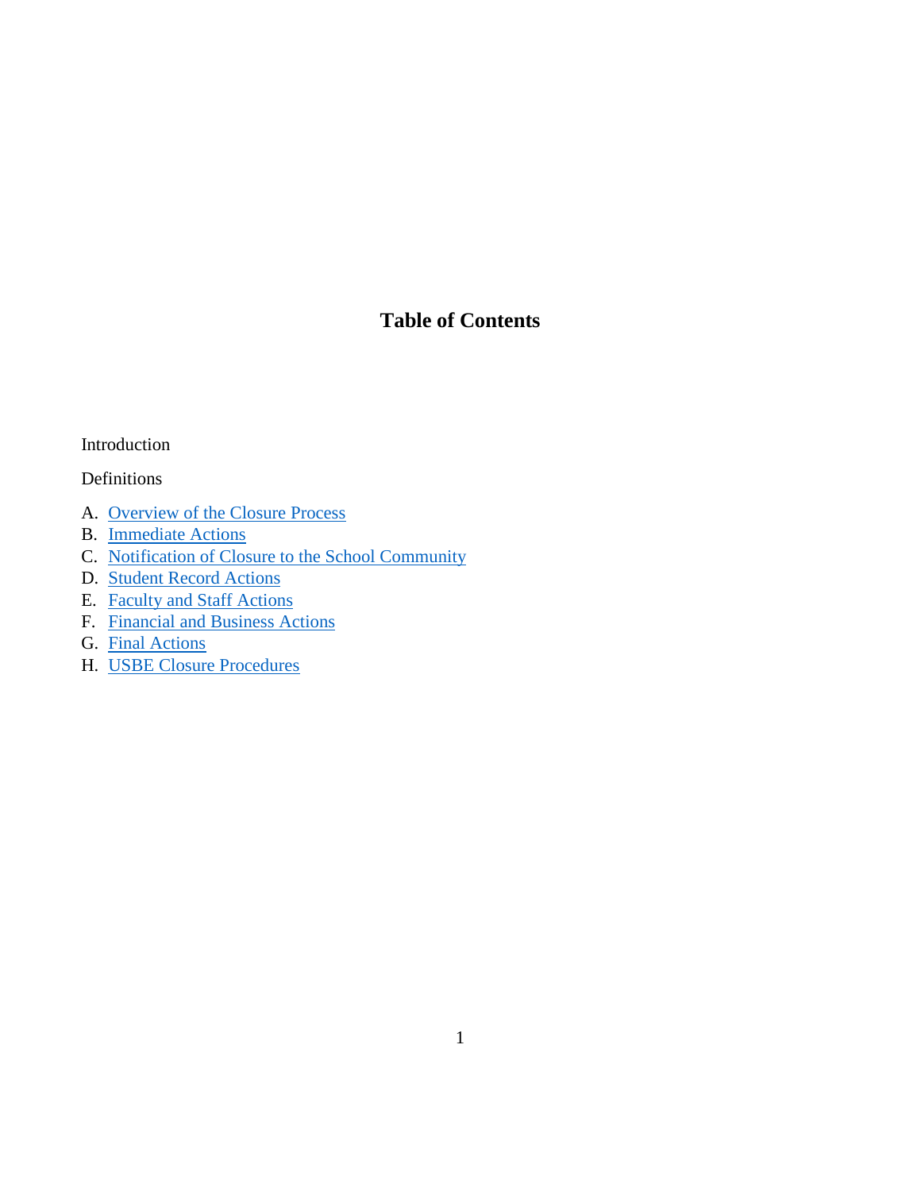# Table of Contents

Introduction

Definitions

A. Overview of the Closure Process
B. Immediate Actions
C. Notification of Closure to the School Community
D. Student Record Actions
E. Faculty and Staff Actions
F. Financial and Business Actions
G. Final Actions
H. USBE Closure Procedures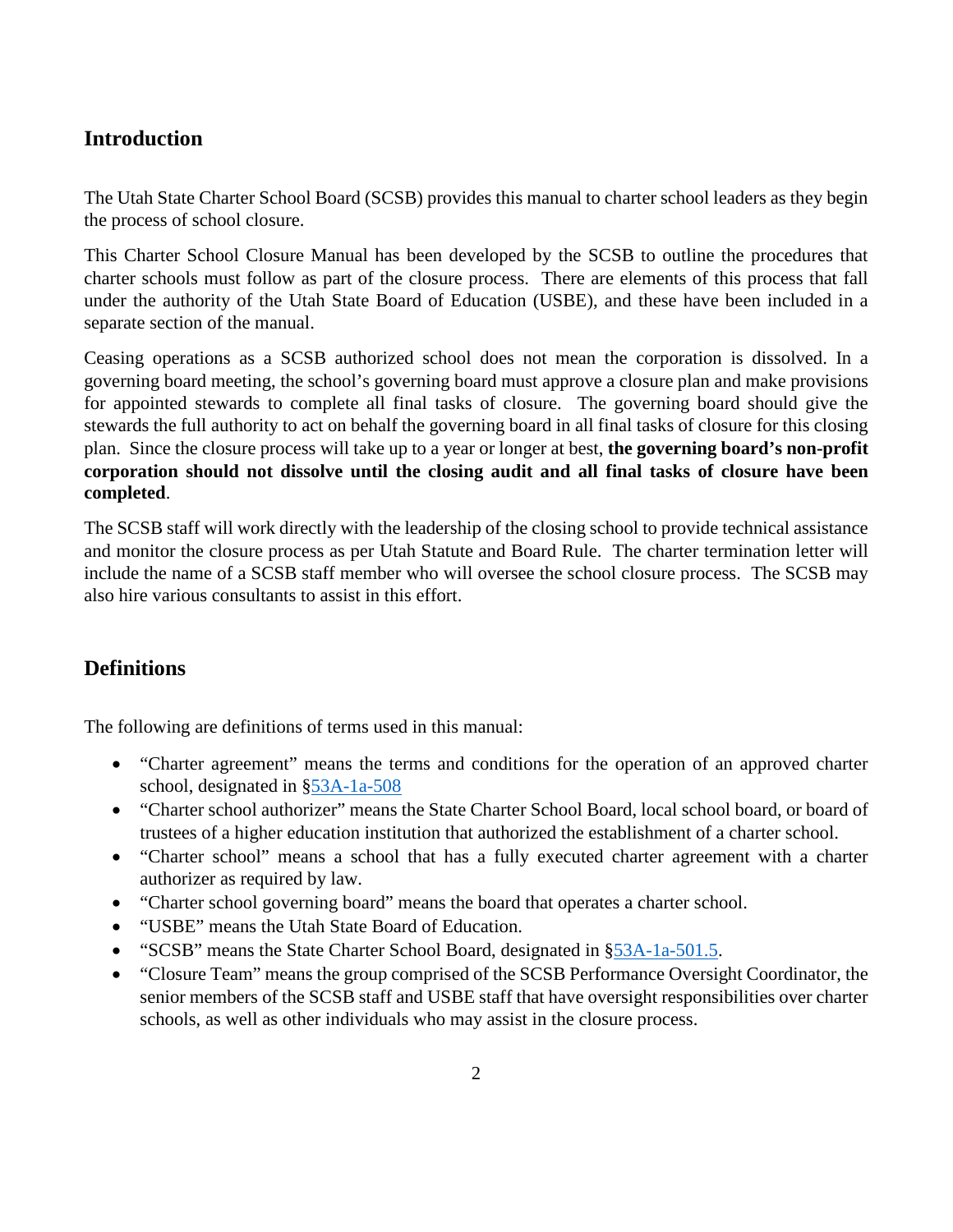## Introduction

The Utah State Charter School Board (SCSB) provides this manual to charter school leaders as they begin the process of school closure.

This Charter School Closure Manual has been developed by the SCSB to outline the procedures that charter schools must follow as part of the closure process. There are elements of this process that fall under the authority of the Utah State Board of Education (USBE), and these have been included in a separate section of the manual.

Ceasing operations as a SCSB authorized school does not mean the corporation is dissolved. In a governing board meeting, the school's governing board must approve a closure plan and make provisions for appointed stewards to complete all final tasks of closure. The governing board should give the stewards the full authority to act on behalf the governing board in all final tasks of closure for this closing plan. Since the closure process will take up to a year or longer at best, **the governing board's non-profit corporation should not dissolve until the closing audit and all final tasks of closure have been completed**.

The SCSB staff will work directly with the leadership of the closing school to provide technical assistance and monitor the closure process as per Utah Statute and Board Rule. The charter termination letter will include the name of a SCSB staff member who will oversee the school closure process. The SCSB may also hire various consultants to assist in this effort.

## Definitions

The following are definitions of terms used in this manual:

- "Charter agreement" means the terms and conditions for the operation of an approved charter school, designated in §53A-1a-508
- "Charter school authorizer" means the State Charter School Board, local school board, or board of trustees of a higher education institution that authorized the establishment of a charter school.
- "Charter school" means a school that has a fully executed charter agreement with a charter authorizer as required by law.
- "Charter school governing board" means the board that operates a charter school.
- "USBE" means the Utah State Board of Education.
- "SCSB" means the State Charter School Board, designated in §53A-1a-501.5.
- "Closure Team" means the group comprised of the SCSB Performance Oversight Coordinator, the senior members of the SCSB staff and USBE staff that have oversight responsibilities over charter schools, as well as other individuals who may assist in the closure process.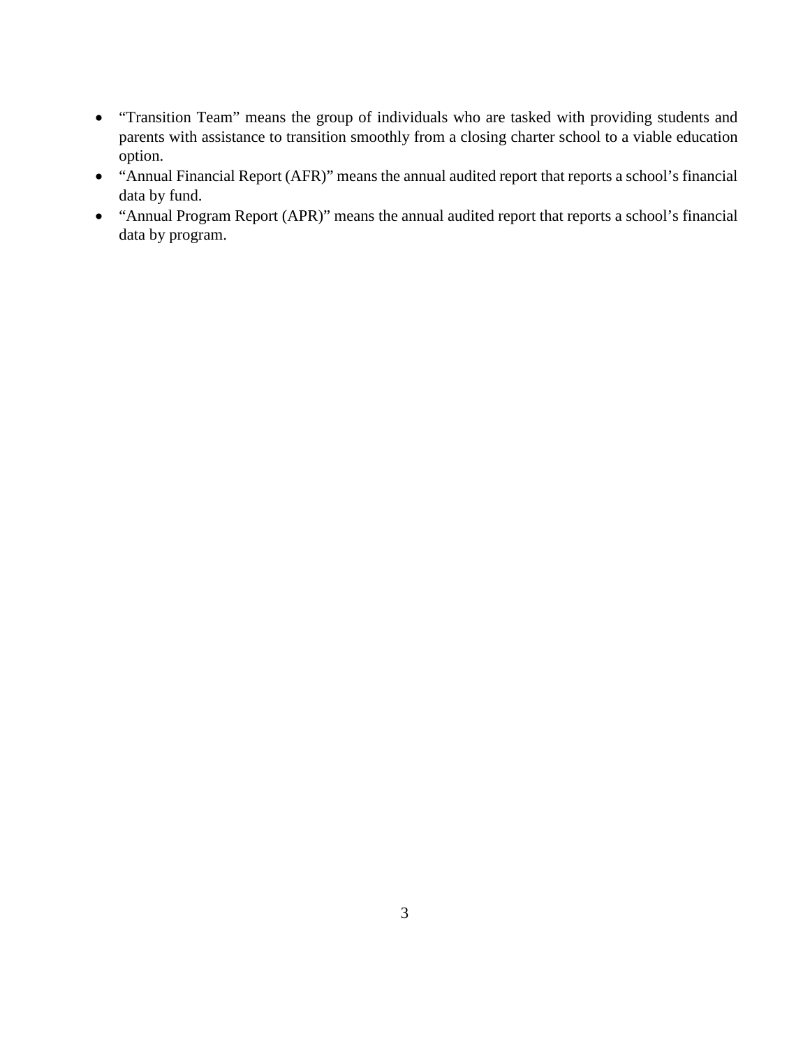- "Transition Team" means the group of individuals who are tasked with providing students and parents with assistance to transition smoothly from a closing charter school to a viable education option.
- "Annual Financial Report (AFR)" means the annual audited report that reports a school's financial data by fund.
- "Annual Program Report (APR)" means the annual audited report that reports a school's financial data by program.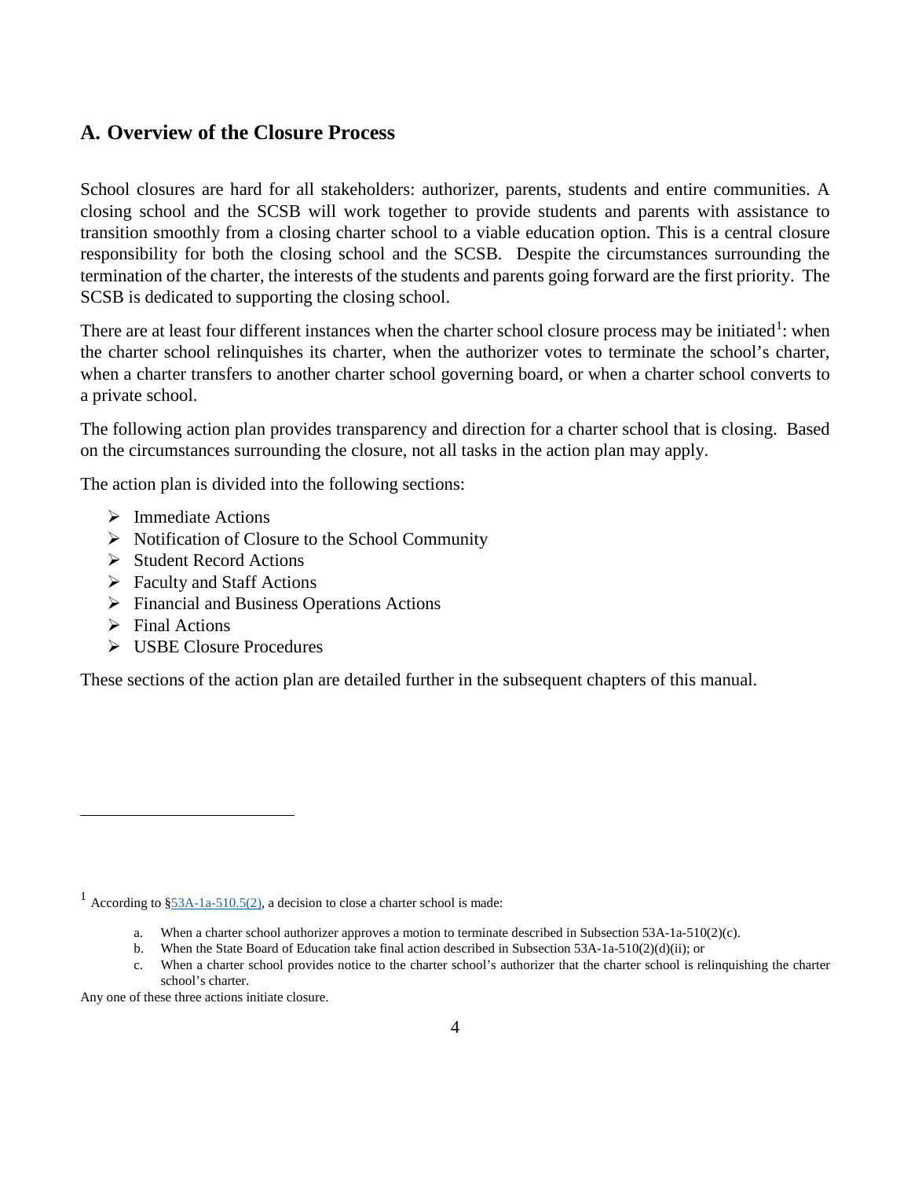## A. Overview of the Closure Process

School closures are hard for all stakeholders: authorizer, parents, students and entire communities. A closing school and the SCSB will work together to provide students and parents with assistance to transition smoothly from a closing charter school to a viable education option. This is a central closure responsibility for both the closing school and the SCSB. Despite the circumstances surrounding the termination of the charter, the interests of the students and parents going forward are the first priority. The SCSB is dedicated to supporting the closing school.

There are at least four different instances when the charter school closure process may be initiated[1]: when the charter school relinquishes its charter, when the authorizer votes to terminate the school's charter, when a charter transfers to another charter school governing board, or when a charter school converts to a private school.

The following action plan provides transparency and direction for a charter school that is closing. Based on the circumstances surrounding the closure, not all tasks in the action plan may apply.

The action plan is divided into the following sections:

- Immediate Actions
- Notification of Closure to the School Community
- Student Record Actions
- Faculty and Staff Actions
- Financial and Business Operations Actions
- Final Actions
- USBE Closure Procedures

These sections of the action plan are detailed further in the subsequent chapters of this manual.

---

[1] According to §53A-1a-510.5(2), a decision to close a charter school is made:

a. When a charter school authorizer approves a motion to terminate described in Subsection 53A-1a-510(2)(c).
b. When the State Board of Education take final action described in Subsection 53A-1a-510(2)(d)(ii); or
c. When a charter school provides notice to the charter school's authorizer that the charter school is relinquishing the charter school's charter.

Any one of these three actions initiate closure.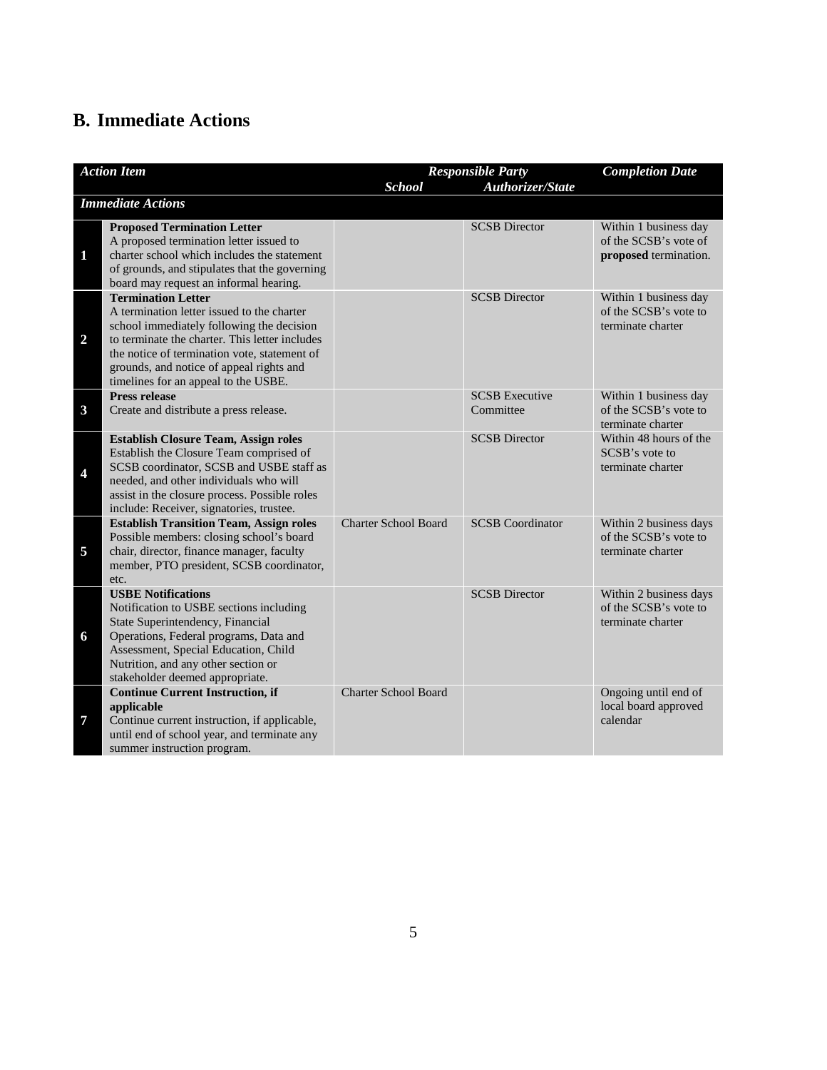## B. Immediate Actions

| | *Action Item* | *Responsible Party* | | *Completion Date* |
|---|---|---|---|---|
| | | *School* | *Authorizer/State* | |
| | ***Immediate Actions*** | | | |
| **1** | **Proposed Termination Letter**<br>A proposed termination letter issued to charter school which includes the statement of grounds, and stipulates that the governing board may request an informal hearing. | | SCSB Director | Within 1 business day of the SCSB's vote of **proposed** termination. |
| **2** | **Termination Letter**<br>A termination letter issued to the charter school immediately following the decision to terminate the charter. This letter includes the notice of termination vote, statement of grounds, and notice of appeal rights and timelines for an appeal to the USBE. | | SCSB Director | Within 1 business day of the SCSB's vote to terminate charter |
| **3** | **Press release**<br>Create and distribute a press release. | | SCSB Executive Committee | Within 1 business day of the SCSB's vote to terminate charter |
| **4** | **Establish Closure Team, Assign roles**<br>Establish the Closure Team comprised of SCSB coordinator, SCSB and USBE staff as needed, and other individuals who will assist in the closure process. Possible roles include: Receiver, signatories, trustee. | | SCSB Director | Within 48 hours of the SCSB's vote to terminate charter |
| **5** | **Establish Transition Team, Assign roles**<br>Possible members: closing school's board chair, director, finance manager, faculty member, PTO president, SCSB coordinator, etc. | Charter School Board | SCSB Coordinator | Within 2 business days of the SCSB's vote to terminate charter |
| **6** | **USBE Notifications**<br>Notification to USBE sections including State Superintendency, Financial Operations, Federal programs, Data and Assessment, Special Education, Child Nutrition, and any other section or stakeholder deemed appropriate. | | SCSB Director | Within 2 business days of the SCSB's vote to terminate charter |
| **7** | **Continue Current Instruction, if applicable**<br>Continue current instruction, if applicable, until end of school year, and terminate any summer instruction program. | Charter School Board | | Ongoing until end of local board approved calendar |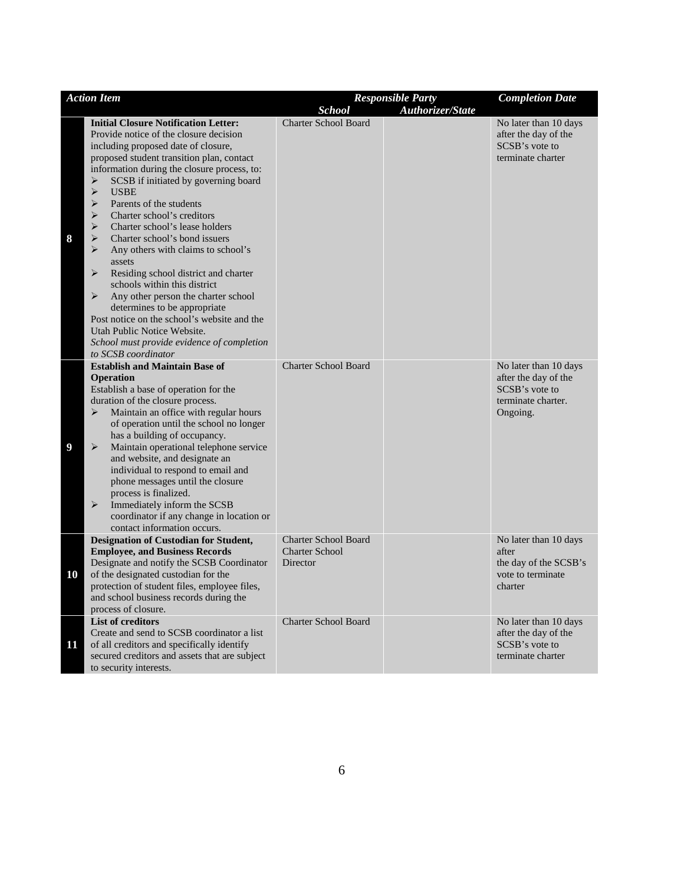| | *Action Item* | *Responsible Party* | | *Completion Date* |
|---|---|---|---|---|
| | | *School* | *Authorizer/State* | |
| **8** | **Initial Closure Notification Letter:** Provide notice of the closure decision including proposed date of closure, proposed student transition plan, contact information during the closure process, to:<br>➢ SCSB if initiated by governing board<br>➢ USBE<br>➢ Parents of the students<br>➢ Charter school's creditors<br>➢ Charter school's lease holders<br>➢ Charter school's bond issuers<br>➢ Any others with claims to school's assets<br>➢ Residing school district and charter schools within this district<br>➢ Any other person the charter school determines to be appropriate<br>Post notice on the school's website and the Utah Public Notice Website.<br>*School must provide evidence of completion to SCSB coordinator* | Charter School Board | | No later than 10 days after the day of the SCSB's vote to terminate charter |
| **9** | **Establish and Maintain Base of Operation**<br>Establish a base of operation for the duration of the closure process.<br>➢ Maintain an office with regular hours of operation until the school no longer has a building of occupancy.<br>➢ Maintain operational telephone service and website, and designate an individual to respond to email and phone messages until the closure process is finalized.<br>➢ Immediately inform the SCSB coordinator if any change in location or contact information occurs. | Charter School Board | | No later than 10 days after the day of the SCSB's vote to terminate charter. Ongoing. |
| **10** | **Designation of Custodian for Student, Employee, and Business Records**<br>Designate and notify the SCSB Coordinator of the designated custodian for the protection of student files, employee files, and school business records during the process of closure. | Charter School Board<br>Charter School Director | | No later than 10 days after the day of the SCSB's vote to terminate charter |
| **11** | **List of creditors**<br>Create and send to SCSB coordinator a list of all creditors and specifically identify secured creditors and assets that are subject to security interests. | Charter School Board | | No later than 10 days after the day of the SCSB's vote to terminate charter |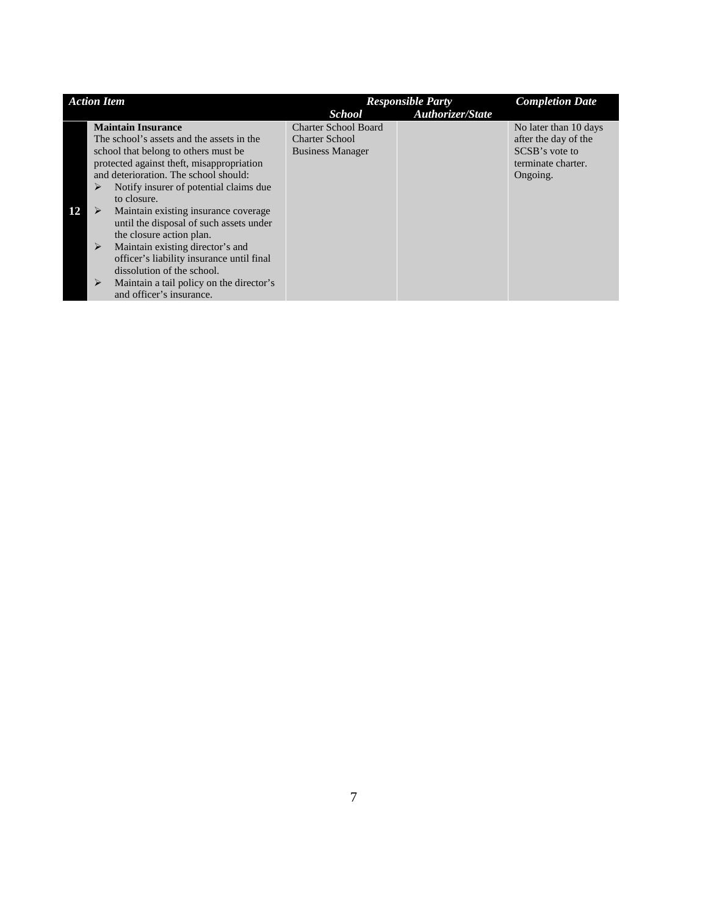| | *Action Item* | *Responsible Party* | | *Completion Date* |
|---|---|---|---|---|
| | | *School* | *Authorizer/State* | |
| **12** | **Maintain Insurance**<br>The school's assets and the assets in the school that belong to others must be protected against theft, misappropriation and deterioration. The school should:<br>➢ Notify insurer of potential claims due to closure.<br>➢ Maintain existing insurance coverage until the disposal of such assets under the closure action plan.<br>➢ Maintain existing director's and officer's liability insurance until final dissolution of the school.<br>➢ Maintain a tail policy on the director's and officer's insurance. | Charter School Board<br>Charter School<br>Business Manager | | No later than 10 days after the day of the SCSB's vote to terminate charter.<br>Ongoing. |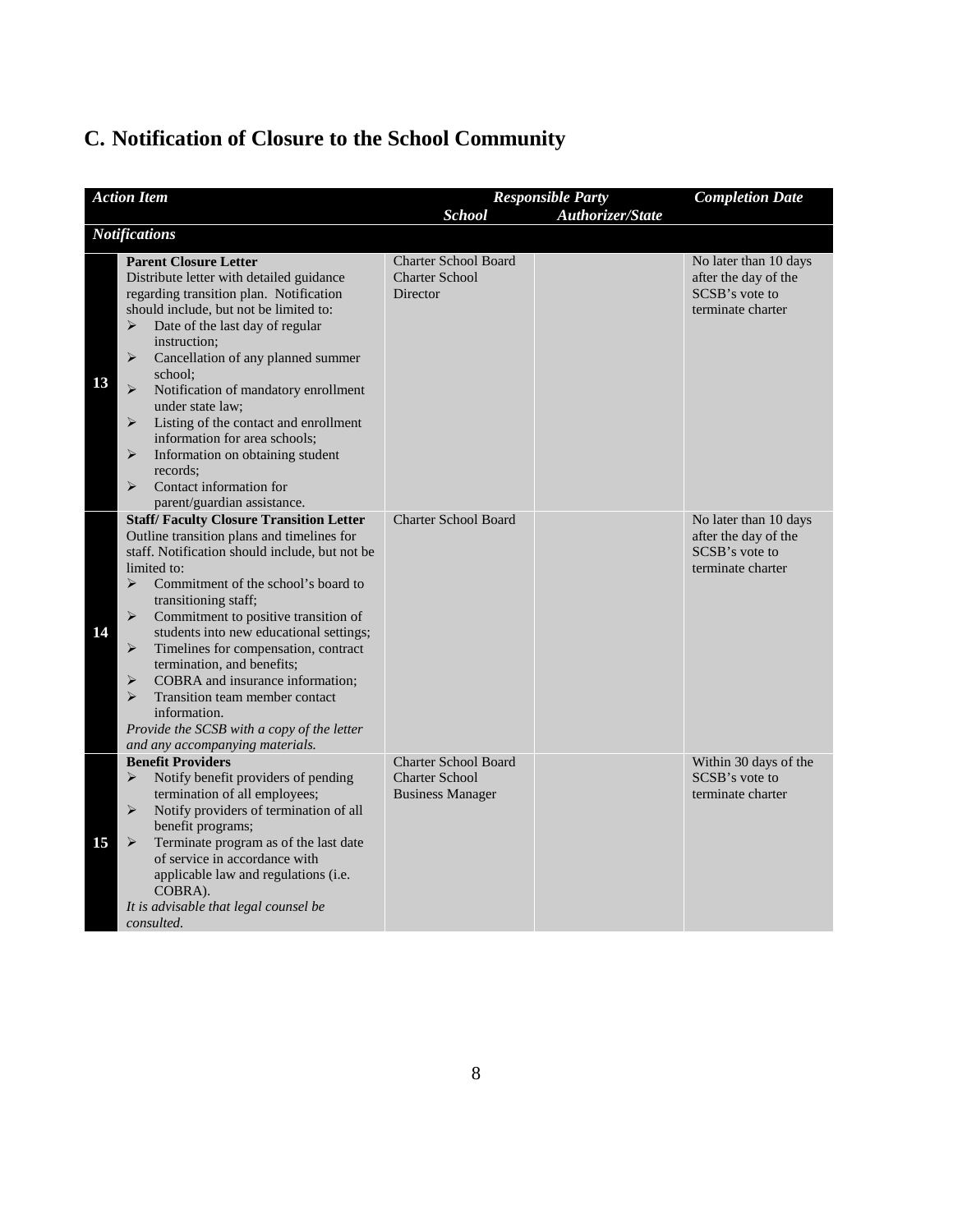## C. Notification of Closure to the School Community

| | *Action Item* | *Responsible Party* | | *Completion Date* |
|---|---|---|---|---|
| | | *School* | *Authorizer/State* | |
| | ***Notifications*** | | | |
| **13** | **Parent Closure Letter**<br>Distribute letter with detailed guidance regarding transition plan. Notification should include, but not be limited to:<br>➢ Date of the last day of regular instruction;<br>➢ Cancellation of any planned summer school;<br>➢ Notification of mandatory enrollment under state law;<br>➢ Listing of the contact and enrollment information for area schools;<br>➢ Information on obtaining student records;<br>➢ Contact information for parent/guardian assistance. | Charter School Board<br>Charter School Director | | No later than 10 days after the day of the SCSB's vote to terminate charter |
| **14** | **Staff/ Faculty Closure Transition Letter**<br>Outline transition plans and timelines for staff. Notification should include, but not be limited to:<br>➢ Commitment of the school's board to transitioning staff;<br>➢ Commitment to positive transition of students into new educational settings;<br>➢ Timelines for compensation, contract termination, and benefits;<br>➢ COBRA and insurance information;<br>➢ Transition team member contact information.<br>*Provide the SCSB with a copy of the letter and any accompanying materials.* | Charter School Board | | No later than 10 days after the day of the SCSB's vote to terminate charter |
| **15** | **Benefit Providers**<br>➢ Notify benefit providers of pending termination of all employees;<br>➢ Notify providers of termination of all benefit programs;<br>➢ Terminate program as of the last date of service in accordance with applicable law and regulations (i.e. COBRA).<br>*It is advisable that legal counsel be consulted.* | Charter School Board<br>Charter School Business Manager | | Within 30 days of the SCSB's vote to terminate charter |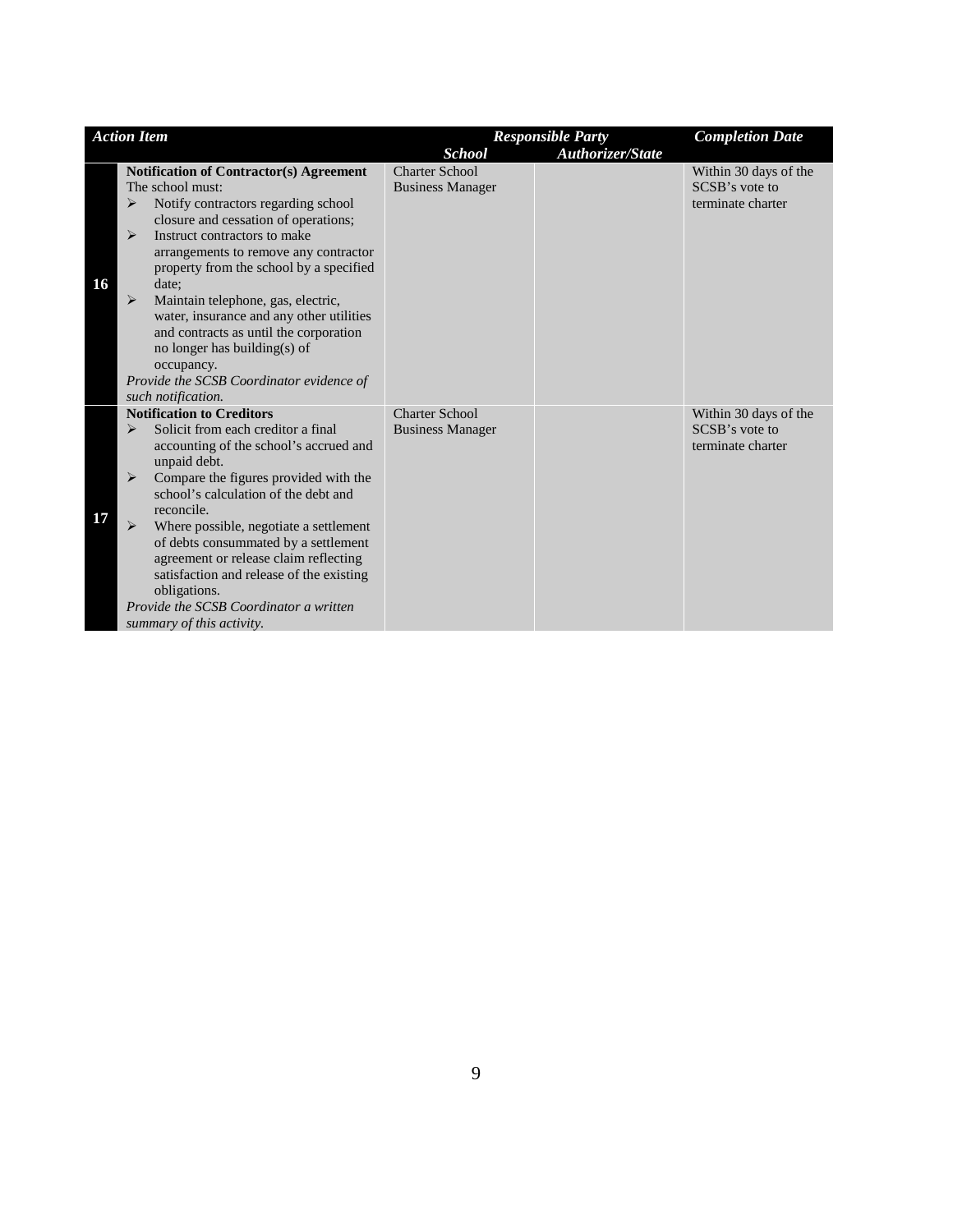| | *Action Item* | *Responsible Party* | | *Completion Date* |
|---|---|---|---|---|
| | | *School* | *Authorizer/State* | |
| **16** | **Notification of Contractor(s) Agreement**<br>The school must:<br>➢ Notify contractors regarding school closure and cessation of operations;<br>➢ Instruct contractors to make arrangements to remove any contractor property from the school by a specified date;<br>➢ Maintain telephone, gas, electric, water, insurance and any other utilities and contracts as until the corporation no longer has building(s) of occupancy.<br>*Provide the SCSB Coordinator evidence of such notification.* | Charter School Business Manager | | Within 30 days of the SCSB's vote to terminate charter |
| **17** | **Notification to Creditors**<br>➢ Solicit from each creditor a final accounting of the school's accrued and unpaid debt.<br>➢ Compare the figures provided with the school's calculation of the debt and reconcile.<br>➢ Where possible, negotiate a settlement of debts consummated by a settlement agreement or release claim reflecting satisfaction and release of the existing obligations.<br>*Provide the SCSB Coordinator a written summary of this activity.* | Charter School Business Manager | | Within 30 days of the SCSB's vote to terminate charter |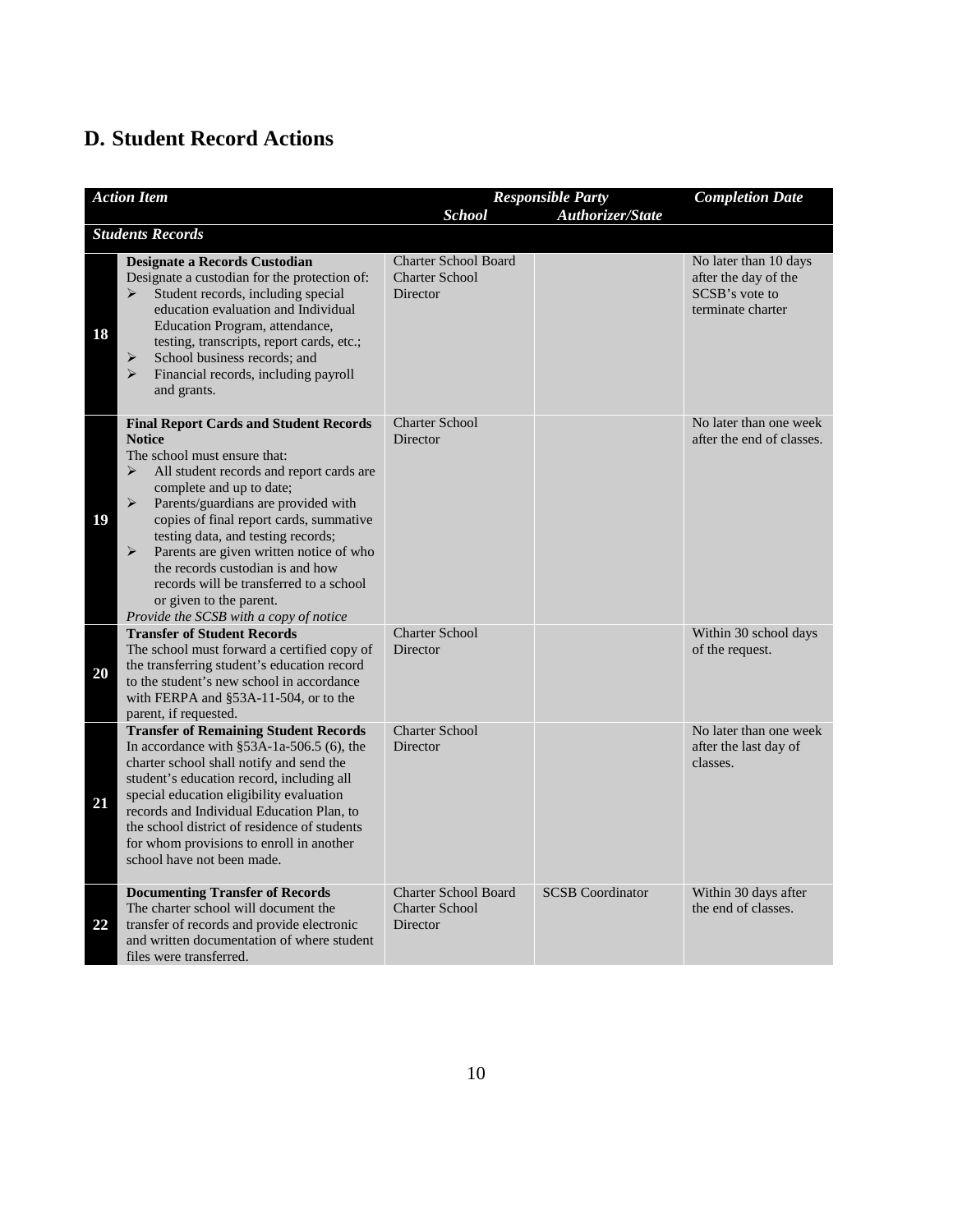## D. Student Record Actions

| | *Action Item* | *Responsible Party* | | *Completion Date* |
|---|---|---|---|---|
| | | *School* | *Authorizer/State* | |
| | ***Students Records*** | | | |
| **18** | **Designate a Records Custodian**<br>Designate a custodian for the protection of:<br>➢ Student records, including special education evaluation and Individual Education Program, attendance, testing, transcripts, report cards, etc.;<br>➢ School business records; and<br>➢ Financial records, including payroll and grants. | Charter School Board<br>Charter School Director | | No later than 10 days after the day of the SCSB's vote to terminate charter |
| **19** | **Final Report Cards and Student Records Notice**<br>The school must ensure that:<br>➢ All student records and report cards are complete and up to date;<br>➢ Parents/guardians are provided with copies of final report cards, summative testing data, and testing records;<br>➢ Parents are given written notice of who the records custodian is and how records will be transferred to a school or given to the parent.<br>*Provide the SCSB with a copy of notice* | Charter School Director | | No later than one week after the end of classes. |
| **20** | **Transfer of Student Records**<br>The school must forward a certified copy of the transferring student's education record to the student's new school in accordance with FERPA and §53A-11-504, or to the parent, if requested. | Charter School Director | | Within 30 school days of the request. |
| **21** | **Transfer of Remaining Student Records**<br>In accordance with §53A-1a-506.5 (6), the charter school shall notify and send the student's education record, including all special education eligibility evaluation records and Individual Education Plan, to the school district of residence of students for whom provisions to enroll in another school have not been made. | Charter School Director | | No later than one week after the last day of classes. |
| **22** | **Documenting Transfer of Records**<br>The charter school will document the transfer of records and provide electronic and written documentation of where student files were transferred. | Charter School Board<br>Charter School Director | SCSB Coordinator | Within 30 days after the end of classes. |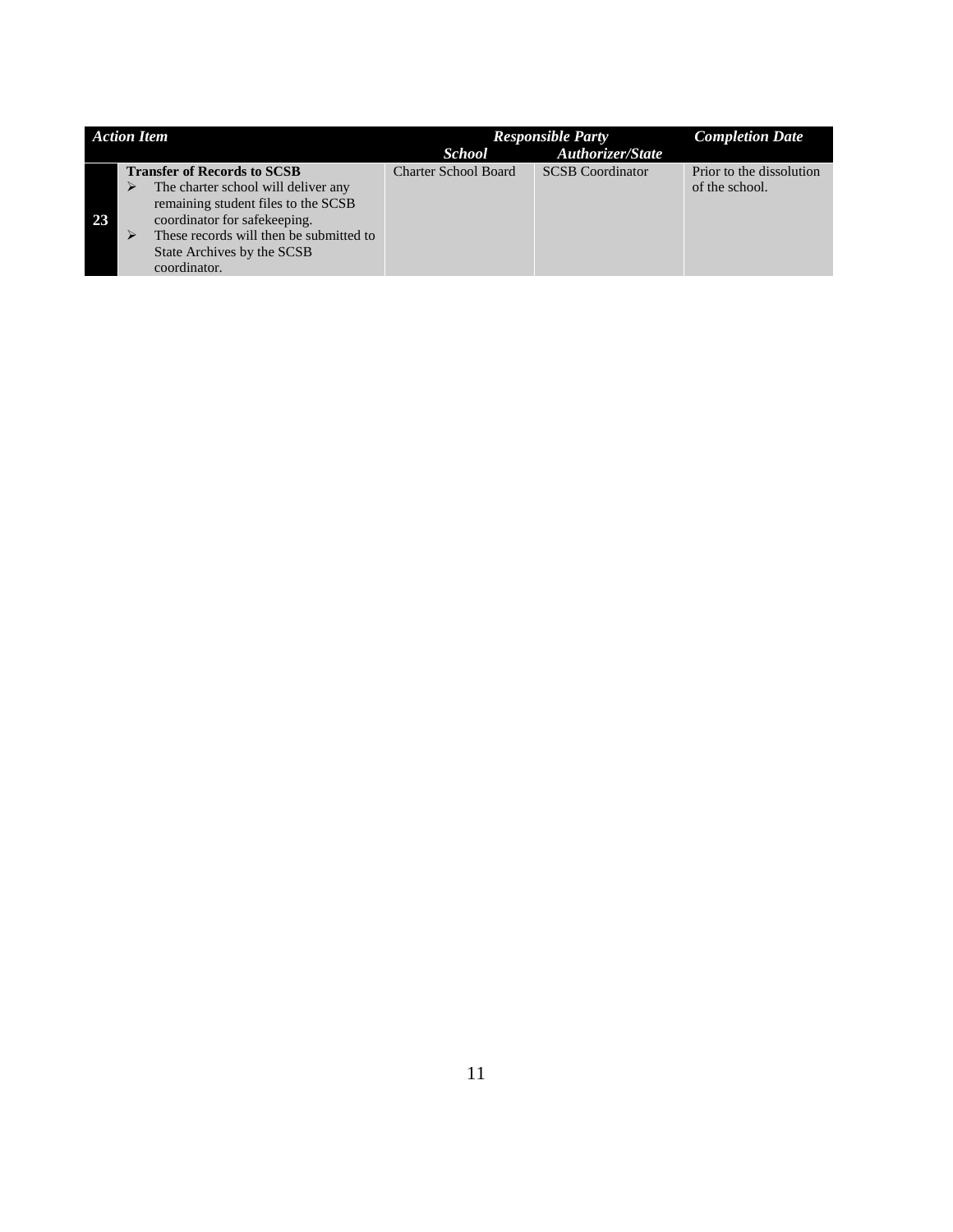| | Action Item | Responsible Party | | Completion Date |
|---|---|---|---|---|
| | | School | Authorizer/State | |
| 23 | **Transfer of Records to SCSB**<br>➢ The charter school will deliver any remaining student files to the SCSB coordinator for safekeeping.<br>➢ These records will then be submitted to State Archives by the SCSB coordinator. | Charter School Board | SCSB Coordinator | Prior to the dissolution of the school. |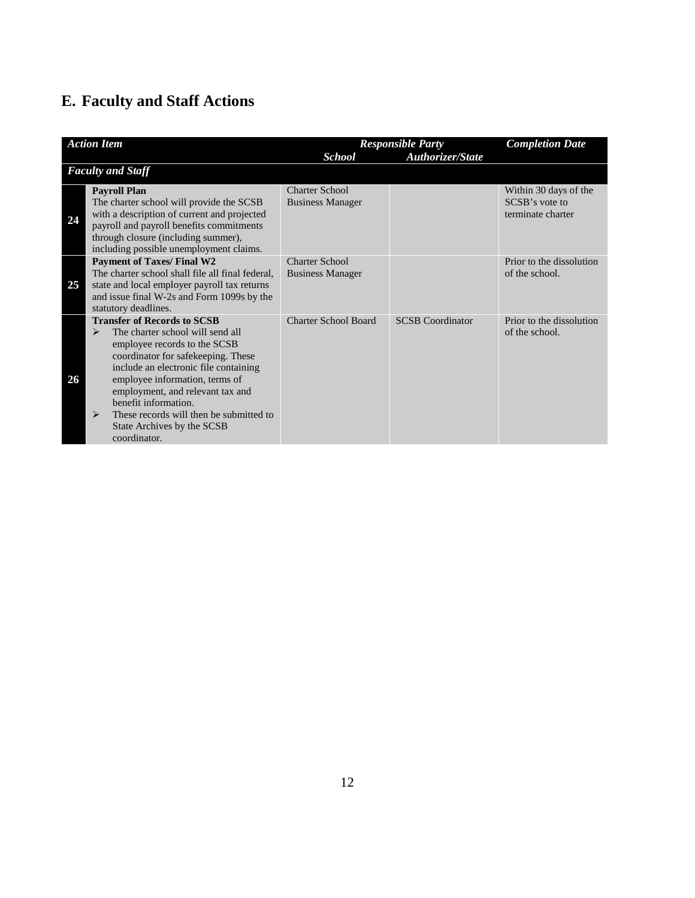## E. Faculty and Staff Actions

| | *Action Item* | *Responsible Party* | | *Completion Date* |
|---|---|---|---|---|
| | | ***School*** | ***Authorizer/State*** | |
| | ***Faculty and Staff*** | | | |
| **24** | **Payroll Plan**<br>The charter school will provide the SCSB with a description of current and projected payroll and payroll benefits commitments through closure (including summer), including possible unemployment claims. | Charter School Business Manager | | Within 30 days of the SCSB's vote to terminate charter |
| **25** | **Payment of Taxes/ Final W2**<br>The charter school shall file all final federal, state and local employer payroll tax returns and issue final W-2s and Form 1099s by the statutory deadlines. | Charter School Business Manager | | Prior to the dissolution of the school. |
| **26** | **Transfer of Records to SCSB**<br>➢ The charter school will send all employee records to the SCSB coordinator for safekeeping. These include an electronic file containing employee information, terms of employment, and relevant tax and benefit information.<br>➢ These records will then be submitted to State Archives by the SCSB coordinator. | Charter School Board | SCSB Coordinator | Prior to the dissolution of the school. |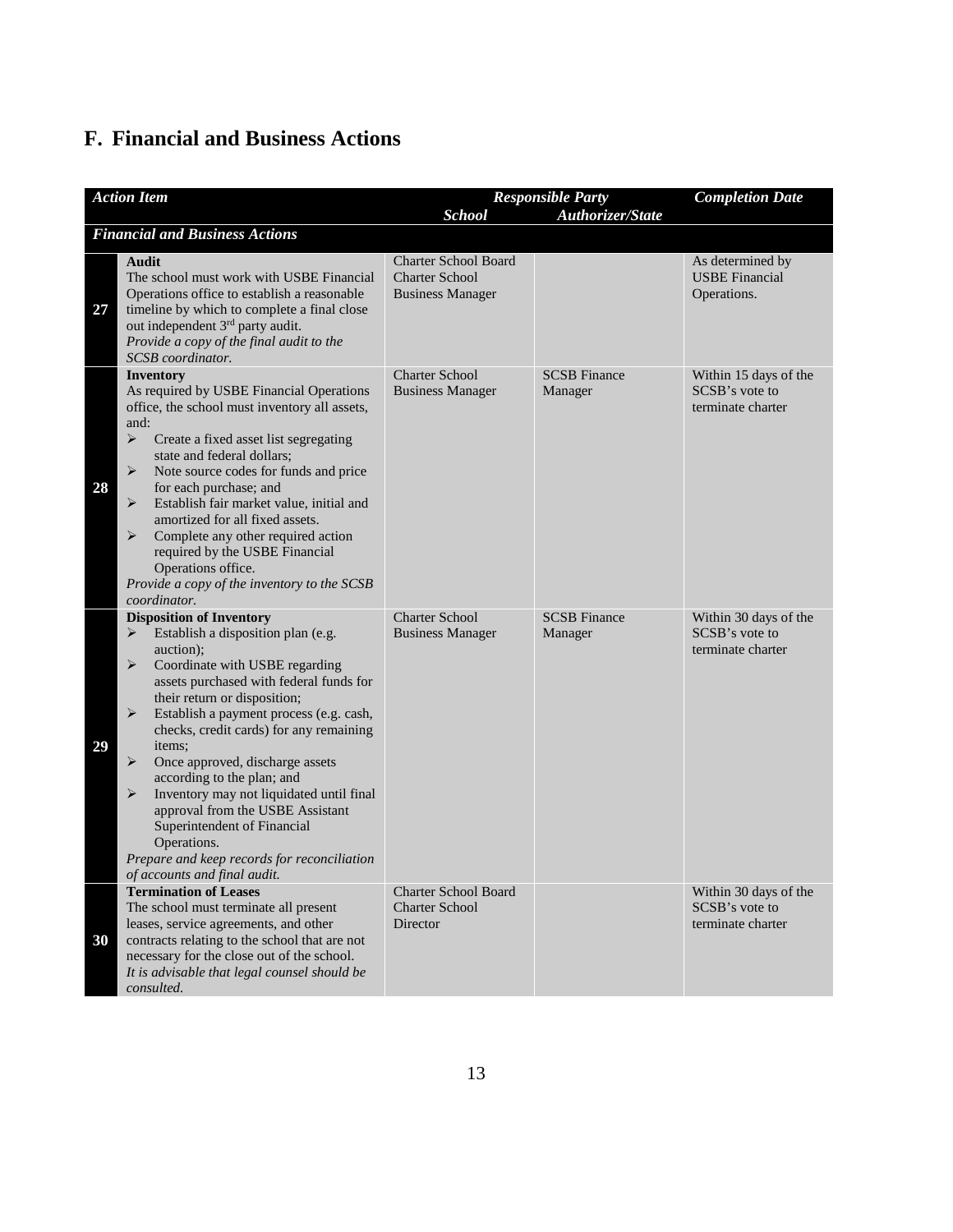## F. Financial and Business Actions

| | Action Item | Responsible Party<br>School | Authorizer/State | Completion Date |
|---|---|---|---|---|
| | ***Financial and Business Actions*** | | | |
| **27** | **Audit**<br>The school must work with USBE Financial Operations office to establish a reasonable timeline by which to complete a final close out independent 3rd party audit.<br>*Provide a copy of the final audit to the SCSB coordinator.* | Charter School Board<br>Charter School Business Manager | | As determined by USBE Financial Operations. |
| **28** | **Inventory**<br>As required by USBE Financial Operations office, the school must inventory all assets, and:<br>➢ Create a fixed asset list segregating state and federal dollars;<br>➢ Note source codes for funds and price for each purchase; and<br>➢ Establish fair market value, initial and amortized for all fixed assets.<br>➢ Complete any other required action required by the USBE Financial Operations office.<br>*Provide a copy of the inventory to the SCSB coordinator.* | Charter School Business Manager | SCSB Finance Manager | Within 15 days of the SCSB's vote to terminate charter |
| **29** | **Disposition of Inventory**<br>➢ Establish a disposition plan (e.g. auction);<br>➢ Coordinate with USBE regarding assets purchased with federal funds for their return or disposition;<br>➢ Establish a payment process (e.g. cash, checks, credit cards) for any remaining items;<br>➢ Once approved, discharge assets according to the plan; and<br>➢ Inventory may not liquidated until final approval from the USBE Assistant Superintendent of Financial Operations.<br>*Prepare and keep records for reconciliation of accounts and final audit.* | Charter School Business Manager | SCSB Finance Manager | Within 30 days of the SCSB's vote to terminate charter |
| **30** | **Termination of Leases**<br>The school must terminate all present leases, service agreements, and other contracts relating to the school that are not necessary for the close out of the school.<br>*It is advisable that legal counsel should be consulted.* | Charter School Board<br>Charter School Director | | Within 30 days of the SCSB's vote to terminate charter |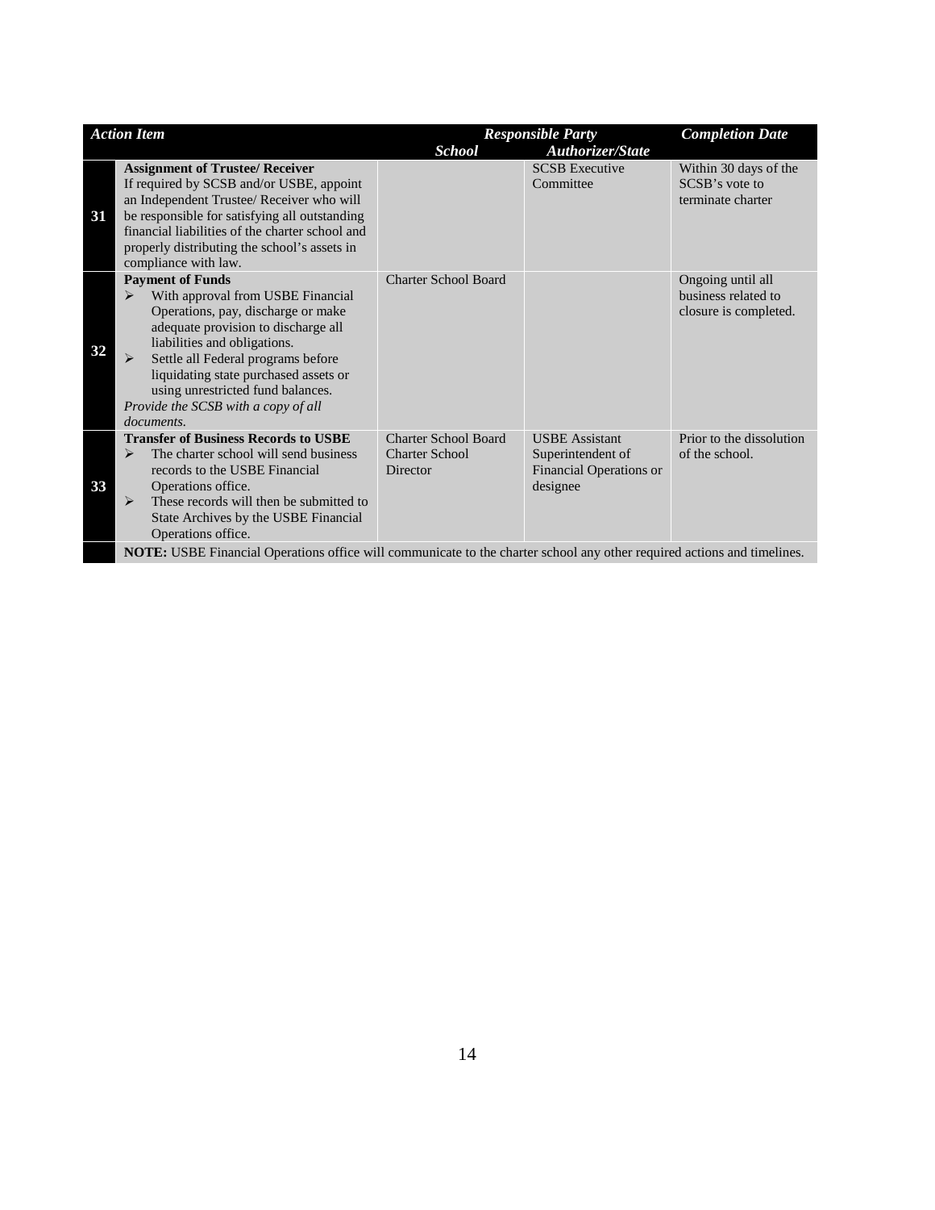| | *Action Item* | *Responsible Party* | | *Completion Date* |
|---|---|---|---|---|
| | | ***School*** | ***Authorizer/State*** | |
| **31** | **Assignment of Trustee/ Receiver**<br>If required by SCSB and/or USBE, appoint an Independent Trustee/ Receiver who will be responsible for satisfying all outstanding financial liabilities of the charter school and properly distributing the school's assets in compliance with law. | | SCSB Executive Committee | Within 30 days of the SCSB's vote to terminate charter |
| **32** | **Payment of Funds**<br>➢ With approval from USBE Financial Operations, pay, discharge or make adequate provision to discharge all liabilities and obligations.<br>➢ Settle all Federal programs before liquidating state purchased assets or using unrestricted fund balances.<br>*Provide the SCSB with a copy of all documents.* | Charter School Board | | Ongoing until all business related to closure is completed. |
| **33** | **Transfer of Business Records to USBE**<br>➢ The charter school will send business records to the USBE Financial Operations office.<br>➢ These records will then be submitted to State Archives by the USBE Financial Operations office. | Charter School Board<br>Charter School Director | USBE Assistant Superintendent of Financial Operations or designee | Prior to the dissolution of the school. |
| | **NOTE:** USBE Financial Operations office will communicate to the charter school any other required actions and timelines. | | | |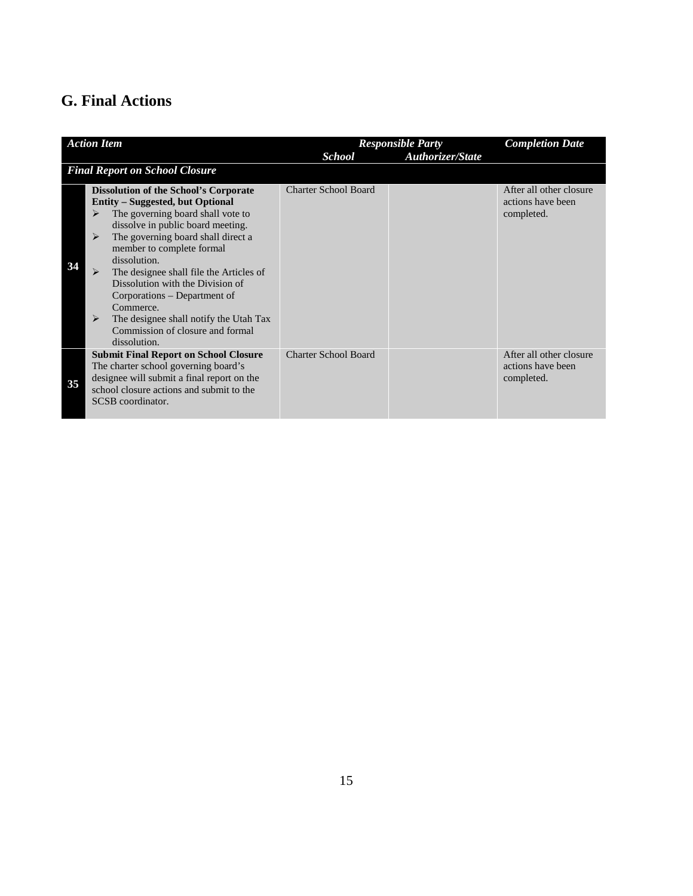## G. Final Actions

| | *Action Item* | *Responsible Party* | | *Completion Date* |
|---|---|---|---|---|
| | | ***School*** | ***Authorizer/State*** | |
| | ***Final Report on School Closure*** | | | |
| **34** | **Dissolution of the School's Corporate Entity – Suggested, but Optional**<br>➢ The governing board shall vote to dissolve in public board meeting.<br>➢ The governing board shall direct a member to complete formal dissolution.<br>➢ The designee shall file the Articles of Dissolution with the Division of Corporations – Department of Commerce.<br>➢ The designee shall notify the Utah Tax Commission of closure and formal dissolution. | Charter School Board | | After all other closure actions have been completed. |
| **35** | **Submit Final Report on School Closure**<br>The charter school governing board's designee will submit a final report on the school closure actions and submit to the SCSB coordinator. | Charter School Board | | After all other closure actions have been completed. |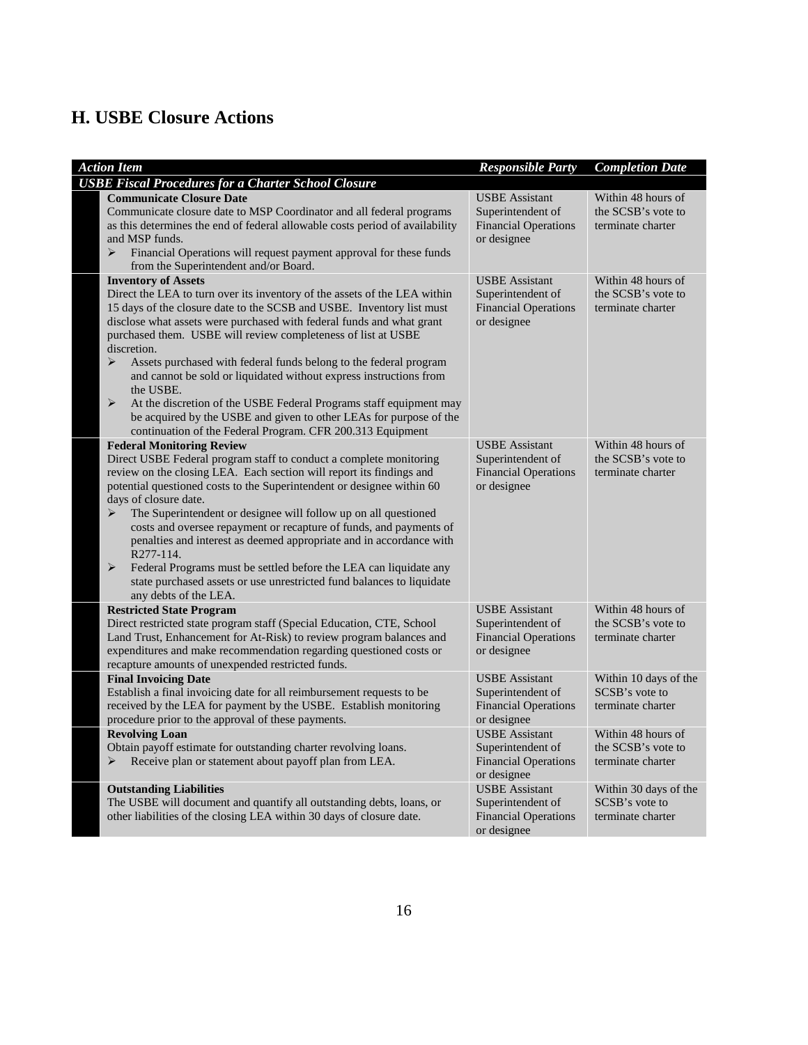## H. USBE Closure Actions

| *Action Item* | *Responsible Party* | *Completion Date* |
|---|---|---|
| ***USBE Fiscal Procedures for a Charter School Closure*** | | |
| **Communicate Closure Date**<br>Communicate closure date to MSP Coordinator and all federal programs as this determines the end of federal allowable costs period of availability and MSP funds.<br>➢ Financial Operations will request payment approval for these funds from the Superintendent and/or Board. | USBE Assistant Superintendent of Financial Operations or designee | Within 48 hours of the SCSB's vote to terminate charter |
| **Inventory of Assets**<br>Direct the LEA to turn over its inventory of the assets of the LEA within 15 days of the closure date to the SCSB and USBE. Inventory list must disclose what assets were purchased with federal funds and what grant purchased them. USBE will review completeness of list at USBE discretion.<br>➢ Assets purchased with federal funds belong to the federal program and cannot be sold or liquidated without express instructions from the USBE.<br>➢ At the discretion of the USBE Federal Programs staff equipment may be acquired by the USBE and given to other LEAs for purpose of the continuation of the Federal Program. CFR 200.313 Equipment | USBE Assistant Superintendent of Financial Operations or designee | Within 48 hours of the SCSB's vote to terminate charter |
| **Federal Monitoring Review**<br>Direct USBE Federal program staff to conduct a complete monitoring review on the closing LEA. Each section will report its findings and potential questioned costs to the Superintendent or designee within 60 days of closure date.<br>➢ The Superintendent or designee will follow up on all questioned costs and oversee repayment or recapture of funds, and payments of penalties and interest as deemed appropriate and in accordance with R277-114.<br>➢ Federal Programs must be settled before the LEA can liquidate any state purchased assets or use unrestricted fund balances to liquidate any debts of the LEA. | USBE Assistant Superintendent of Financial Operations or designee | Within 48 hours of the SCSB's vote to terminate charter |
| **Restricted State Program**<br>Direct restricted state program staff (Special Education, CTE, School Land Trust, Enhancement for At-Risk) to review program balances and expenditures and make recommendation regarding questioned costs or recapture amounts of unexpended restricted funds. | USBE Assistant Superintendent of Financial Operations or designee | Within 48 hours of the SCSB's vote to terminate charter |
| **Final Invoicing Date**<br>Establish a final invoicing date for all reimbursement requests to be received by the LEA for payment by the USBE. Establish monitoring procedure prior to the approval of these payments. | USBE Assistant Superintendent of Financial Operations or designee | Within 10 days of the SCSB's vote to terminate charter |
| **Revolving Loan**<br>Obtain payoff estimate for outstanding charter revolving loans.<br>➢ Receive plan or statement about payoff plan from LEA. | USBE Assistant Superintendent of Financial Operations or designee | Within 48 hours of the SCSB's vote to terminate charter |
| **Outstanding Liabilities**<br>The USBE will document and quantify all outstanding debts, loans, or other liabilities of the closing LEA within 30 days of closure date. | USBE Assistant Superintendent of Financial Operations or designee | Within 30 days of the SCSB's vote to terminate charter |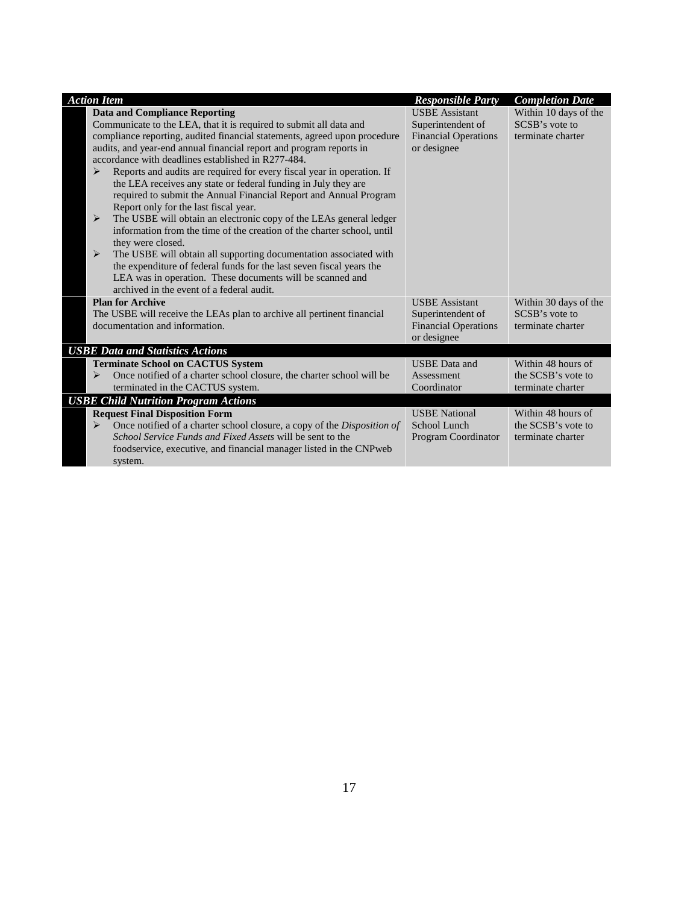| Action Item | Responsible Party | Completion Date |
|---|---|---|
| **Data and Compliance Reporting**<br>Communicate to the LEA, that it is required to submit all data and compliance reporting, audited financial statements, agreed upon procedure audits, and year-end annual financial report and program reports in accordance with deadlines established in R277-484.<br>➢ Reports and audits are required for every fiscal year in operation. If the LEA receives any state or federal funding in July they are required to submit the Annual Financial Report and Annual Program Report only for the last fiscal year.<br>➢ The USBE will obtain an electronic copy of the LEAs general ledger information from the time of the creation of the charter school, until they were closed.<br>➢ The USBE will obtain all supporting documentation associated with the expenditure of federal funds for the last seven fiscal years the LEA was in operation. These documents will be scanned and archived in the event of a federal audit. | USBE Assistant Superintendent of Financial Operations or designee | Within 10 days of the SCSB's vote to terminate charter |
| **Plan for Archive**<br>The USBE will receive the LEAs plan to archive all pertinent financial documentation and information. | USBE Assistant Superintendent of Financial Operations or designee | Within 30 days of the SCSB's vote to terminate charter |
| ***USBE Data and Statistics Actions*** | | |
| **Terminate School on CACTUS System**<br>➢ Once notified of a charter school closure, the charter school will be terminated in the CACTUS system. | USBE Data and Assessment Coordinator | Within 48 hours of the SCSB's vote to terminate charter |
| ***USBE Child Nutrition Program Actions*** | | |
| **Request Final Disposition Form**<br>➢ Once notified of a charter school closure, a copy of the *Disposition of School Service Funds and Fixed Assets* will be sent to the foodservice, executive, and financial manager listed in the CNPweb system. | USBE National School Lunch Program Coordinator | Within 48 hours of the SCSB's vote to terminate charter |